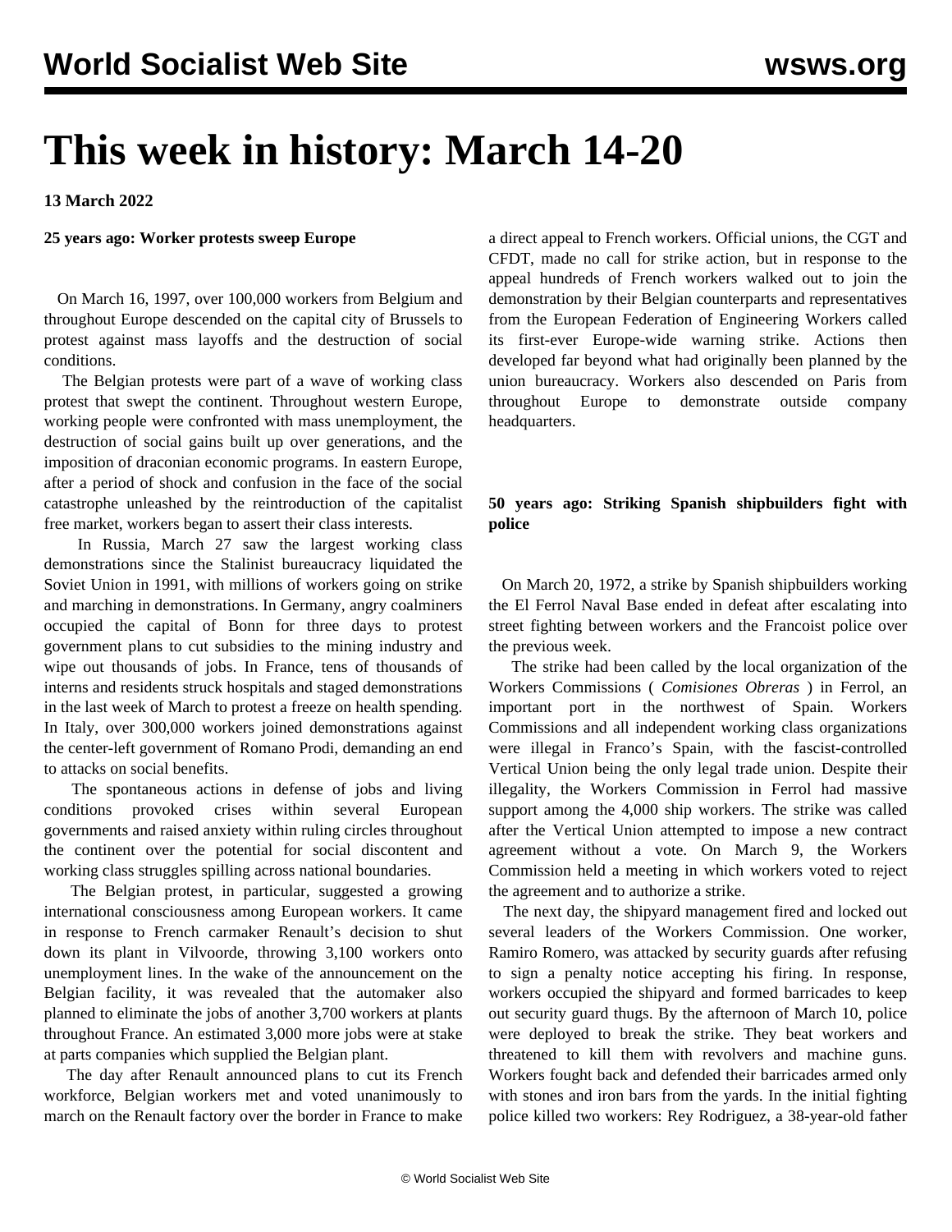# This week in history: March 14-20

**13 March 2022**

**25 years ago: Worker protests sweep Europe**

On March 16, 1997, over 100,000 workers from Belgium and throughout Europe descended on the capital city of Brussels to protest against mass layoffs and the destruction of social conditions.

The Belgian protests were part of a wave of working class protest that swept the continent. Throughout western Europe, working people were confronted with mass unemployment, the destruction of social gains built up over generations, and the imposition of draconian economic programs. In eastern Europe, after a period of shock and confusion in the face of the social catastrophe unleashed by the reintroduction of the capitalist free market, workers began to assert their class interests.

In Russia, March 27 saw the largest working class demonstrations since the Stalinist bureaucracy liquidated the Soviet Union in 1991, with millions of workers going on strike and marching in demonstrations. In Germany, angry coalminers occupied the capital of Bonn for three days to protest government plans to cut subsidies to the mining industry and wipe out thousands of jobs. In France, tens of thousands of interns and residents struck hospitals and staged demonstrations in the last week of March to protest a freeze on health spending. In Italy, over 300,000 workers joined demonstrations against the center-left government of Romano Prodi, demanding an end to attacks on social benefits.

The spontaneous actions in defense of jobs and living conditions provoked crises within several European governments and raised anxiety within ruling circles throughout the continent over the potential for social discontent and working class struggles spilling across national boundaries.

The Belgian protest, in particular, suggested a growing international consciousness among European workers. It came in response to French carmaker Renault's decision to shut down its plant in Vilvoorde, throwing 3,100 workers onto unemployment lines. In the wake of the announcement on the Belgian facility, it was revealed that the automaker also planned to eliminate the jobs of another 3,700 workers at plants throughout France. An estimated 3,000 more jobs were at stake at parts companies which supplied the Belgian plant.

The day after Renault announced plans to cut its French workforce, Belgian workers met and voted unanimously to march on the Renault factory over the border in France to make a direct appeal to French workers. Official unions, the CGT and CFDT, made no call for strike action, but in response to the appeal hundreds of French workers walked out to join the demonstration by their Belgian counterparts and representatives from the European Federation of Engineering Workers called its first-ever Europe-wide warning strike. Actions then developed far beyond what had originally been planned by the union bureaucracy. Workers also descended on Paris from throughout Europe to demonstrate outside company headquarters.

**50 years ago: Striking Spanish shipbuilders fight with police**

On March 20, 1972, a strike by Spanish shipbuilders working the El Ferrol Naval Base ended in defeat after escalating into street fighting between workers and the Francoist police over the previous week.

The strike had been called by the local organization of the Workers Commissions ( *Comisiones Obreras* ) in Ferrol, an important port in the northwest of Spain. Workers Commissions and all independent working class organizations were illegal in Franco's Spain, with the fascist-controlled Vertical Union being the only legal trade union. Despite their illegality, the Workers Commission in Ferrol had massive support among the 4,000 ship workers. The strike was called after the Vertical Union attempted to impose a new contract agreement without a vote. On March 9, the Workers Commission held a meeting in which workers voted to reject the agreement and to authorize a strike.

The next day, the shipyard management fired and locked out several leaders of the Workers Commission. One worker, Ramiro Romero, was attacked by security guards after refusing to sign a penalty notice accepting his firing. In response, workers occupied the shipyard and formed barricades to keep out security guard thugs. By the afternoon of March 10, police were deployed to break the strike. They beat workers and threatened to kill them with revolvers and machine guns. Workers fought back and defended their barricades armed only with stones and iron bars from the yards. In the initial fighting police killed two workers: Rey Rodriguez, a 38-year-old father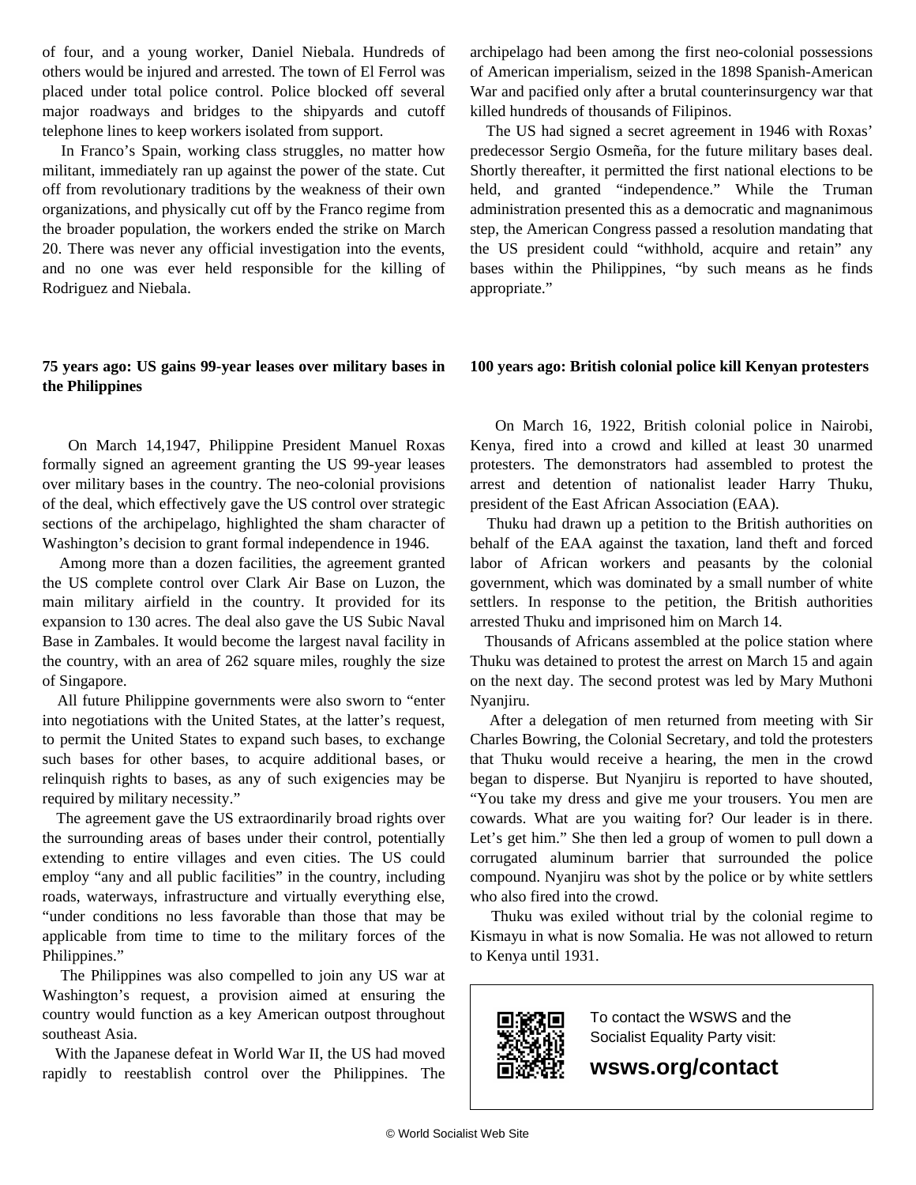of four, and a young worker, Daniel Niebala. Hundreds of others would be injured and arrested. The town of El Ferrol was placed under total police control. Police blocked off several major roadways and bridges to the shipyards and cutoff telephone lines to keep workers isolated from support.

In Franco's Spain, working class struggles, no matter how militant, immediately ran up against the power of the state. Cut off from revolutionary traditions by the weakness of their own organizations, and physically cut off by the Franco regime from the broader population, the workers ended the strike on March 20. There was never any official investigation into the events, and no one was ever held responsible for the killing of Rodriguez and Niebala.

**75 years ago: US gains 99-year leases over military bases in the Philippines**

On March 14,1947, Philippine President Manuel Roxas formally signed an agreement granting the US 99-year leases over military bases in the country. The neo-colonial provisions of the deal, which effectively gave the US control over strategic sections of the archipelago, highlighted the sham character of Washington's decision to grant formal independence in 1946.

Among more than a dozen facilities, the agreement granted the US complete control over Clark Air Base on Luzon, the main military airfield in the country. It provided for its expansion to 130 acres. The deal also gave the US Subic Naval Base in Zambales. It would become the largest naval facility in the country, with an area of 262 square miles, roughly the size of Singapore.

All future Philippine governments were also sworn to "enter into negotiations with the United States, at the latter's request, to permit the United States to expand such bases, to exchange such bases for other bases, to acquire additional bases, or relinquish rights to bases, as any of such exigencies may be required by military necessity."

The agreement gave the US extraordinarily broad rights over the surrounding areas of bases under their control, potentially extending to entire villages and even cities. The US could employ "any and all public facilities" in the country, including roads, waterways, infrastructure and virtually everything else, "under conditions no less favorable than those that may be applicable from time to time to the military forces of the Philippines."

The Philippines was also compelled to join any US war at Washington's request, a provision aimed at ensuring the country would function as a key American outpost throughout southeast Asia.

With the Japanese defeat in World War II, the US had moved rapidly to reestablish control over the Philippines. The archipelago had been among the first neo-colonial possessions of American imperialism, seized in the 1898 Spanish-American War and pacified only after a brutal counterinsurgency war that killed hundreds of thousands of Filipinos.

The US had signed a secret agreement in 1946 with Roxas' predecessor Sergio Osmeña, for the future military bases deal. Shortly thereafter, it permitted the first national elections to be held, and granted "independence." While the Truman administration presented this as a democratic and magnanimous step, the American Congress passed a resolution mandating that the US president could "withhold, acquire and retain" any bases within the Philippines, "by such means as he finds appropriate."

**100 years ago: British colonial police kill Kenyan protesters**

On March 16, 1922, British colonial police in Nairobi, Kenya, fired into a crowd and killed at least 30 unarmed protesters. The demonstrators had assembled to protest the arrest and detention of nationalist leader Harry Thuku, president of the East African Association (EAA).

Thuku had drawn up a petition to the British authorities on behalf of the EAA against the taxation, land theft and forced labor of African workers and peasants by the colonial government, which was dominated by a small number of white settlers. In response to the petition, the British authorities arrested Thuku and imprisoned him on March 14.

Thousands of Africans assembled at the police station where Thuku was detained to protest the arrest on March 15 and again on the next day. The second protest was led by Mary Muthoni Nyanjiru.

After a delegation of men returned from meeting with Sir Charles Bowring, the Colonial Secretary, and told the protesters that Thuku would receive a hearing, the men in the crowd began to disperse. But Nyanjiru is reported to have shouted, "You take my dress and give me your trousers. You men are cowards. What are you waiting for? Our leader is in there. Let's get him." She then led a group of women to pull down a corrugated aluminum barrier that surrounded the police compound. Nyanjiru was shot by the police or by white settlers who also fired into the crowd.

Thuku was exiled without trial by the colonial regime to Kismayu in what is now Somalia. He was not allowed to return to Kenya until 1931.

To contact the WSWS and the Socialist Equality Party visit:

**wsws.org/contact**